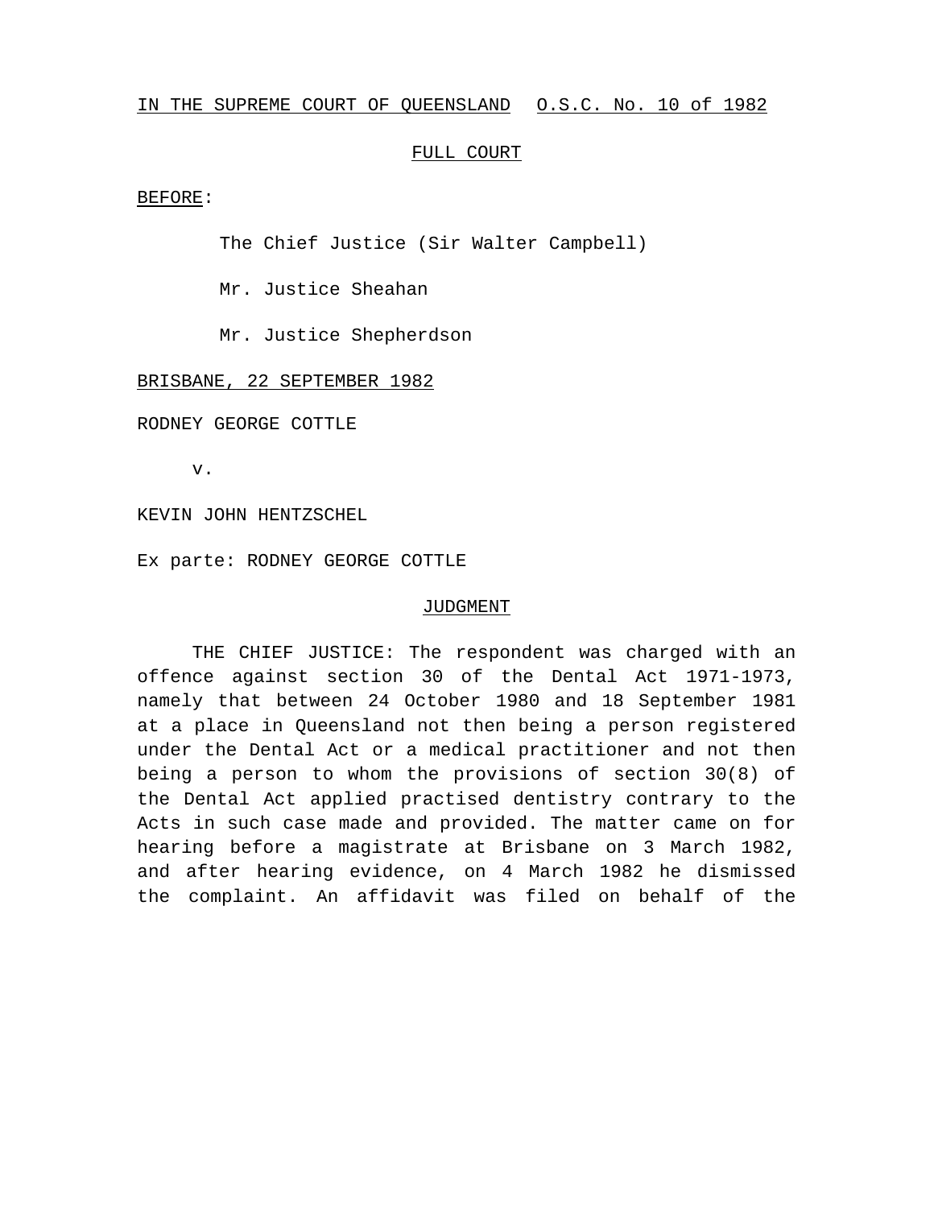IN THE SUPREME COURT OF QUEENSLAND O.S.C. No. 10 of 1982

FULL COURT

BEFORE:

The Chief Justice (Sir Walter Campbell)

Mr. Justice Sheahan

Mr. Justice Shepherdson

BRISBANE, 22 SEPTEMBER 1982

RODNEY GEORGE COTTLE

v.

KEVIN JOHN HENTZSCHEL

Ex parte: RODNEY GEORGE COTTLE

JUDGMENT

THE CHIEF JUSTICE: The respondent was charged with an offence against section 30 of the Dental Act 1971-1973, namely that between 24 October 1980 and 18 September 1981 at a place in Queensland not then being a person registered under the Dental Act or a medical practitioner and not then being a person to whom the provisions of section 30(8) of the Dental Act applied practised dentistry contrary to the Acts in such case made and provided. The matter came on for hearing before a magistrate at Brisbane on 3 March 1982, and after hearing evidence, on 4 March 1982 he dismissed the complaint. An affidavit was filed on behalf of the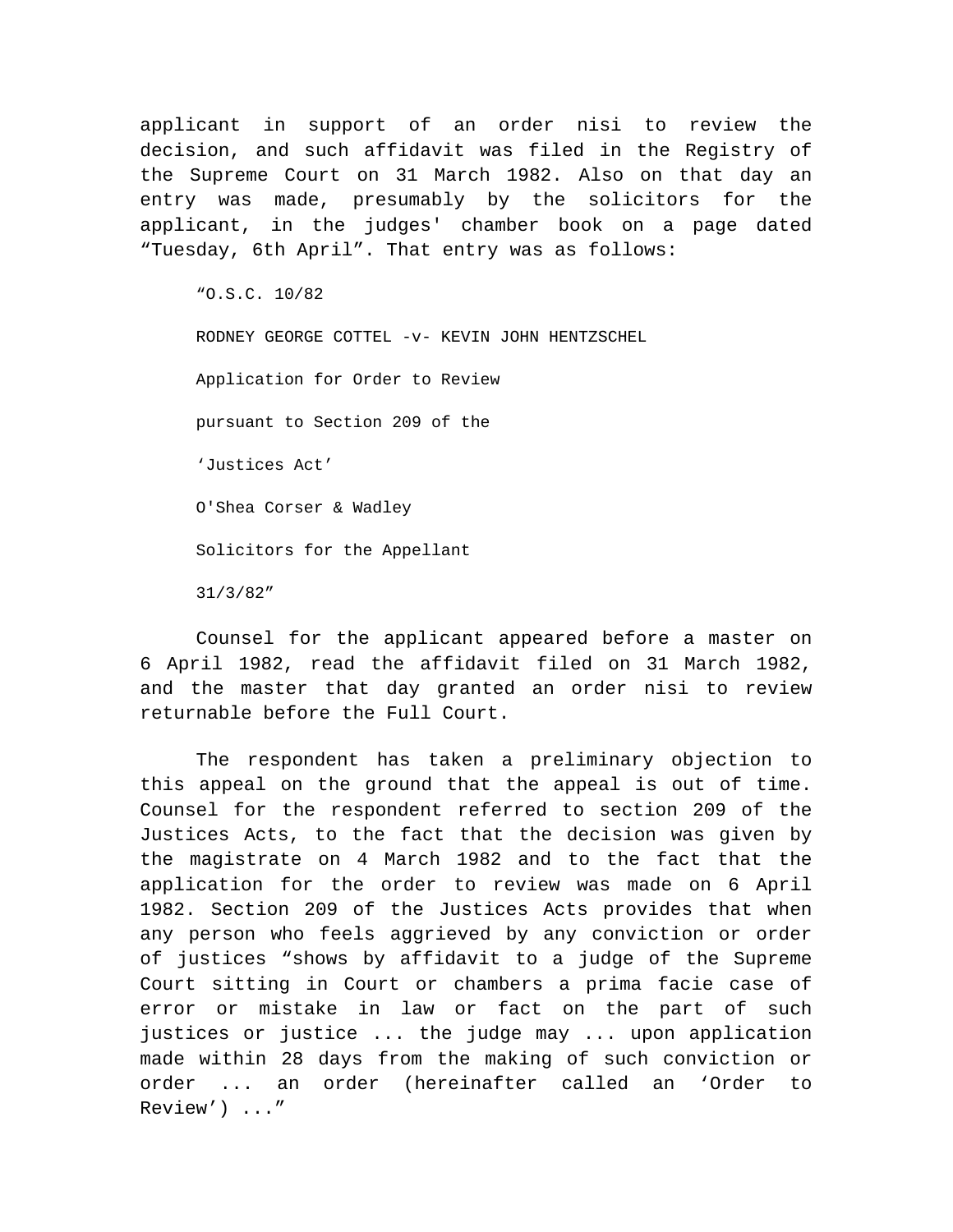applicant in support of an order nisi to review the decision, and such affidavit was filed in the Registry of the Supreme Court on 31 March 1982. Also on that day an entry was made, presumably by the solicitors for the applicant, in the judges' chamber book on a page dated "Tuesday, 6th April". That entry was as follows:

> "O.S.C. 10/82
>
> RODNEY GEORGE COTTEL -v- KEVIN JOHN HENTZSCHEL
>
> Application for Order to Review
>
> pursuant to Section 209 of the
>
> 'Justices Act'
>
> O'Shea Corser & Wadley
>
> Solicitors for the Appellant
>
> 31/3/82"

Counsel for the applicant appeared before a master on 6 April 1982, read the affidavit filed on 31 March 1982, and the master that day granted an order nisi to review returnable before the Full Court.

The respondent has taken a preliminary objection to this appeal on the ground that the appeal is out of time. Counsel for the respondent referred to section 209 of the Justices Acts, to the fact that the decision was given by the magistrate on 4 March 1982 and to the fact that the application for the order to review was made on 6 April 1982. Section 209 of the Justices Acts provides that when any person who feels aggrieved by any conviction or order of justices "shows by affidavit to a judge of the Supreme Court sitting in Court or chambers a prima facie case of error or mistake in law or fact on the part of such justices or justice ... the judge may ... upon application made within 28 days from the making of such conviction or order ... an order (hereinafter called an 'Order to Review') ..."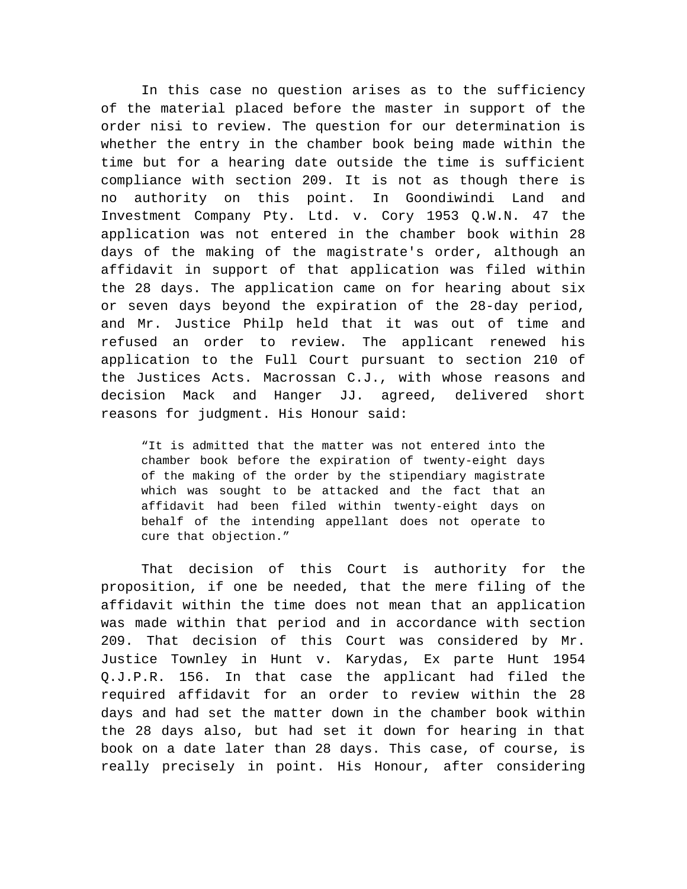In this case no question arises as to the sufficiency of the material placed before the master in support of the order nisi to review. The question for our determination is whether the entry in the chamber book being made within the time but for a hearing date outside the time is sufficient compliance with section 209. It is not as though there is no authority on this point. In Goondiwindi Land and Investment Company Pty. Ltd. v. Cory 1953 Q.W.N. 47 the application was not entered in the chamber book within 28 days of the making of the magistrate's order, although an affidavit in support of that application was filed within the 28 days. The application came on for hearing about six or seven days beyond the expiration of the 28-day period, and Mr. Justice Philp held that it was out of time and refused an order to review. The applicant renewed his application to the Full Court pursuant to section 210 of the Justices Acts. Macrossan C.J., with whose reasons and decision Mack and Hanger JJ. agreed, delivered short reasons for judgment. His Honour said:

> "It is admitted that the matter was not entered into the chamber book before the expiration of twenty-eight days of the making of the order by the stipendiary magistrate which was sought to be attacked and the fact that an affidavit had been filed within twenty-eight days on behalf of the intending appellant does not operate to cure that objection."

That decision of this Court is authority for the proposition, if one be needed, that the mere filing of the affidavit within the time does not mean that an application was made within that period and in accordance with section 209. That decision of this Court was considered by Mr. Justice Townley in Hunt v. Karydas, Ex parte Hunt 1954 Q.J.P.R. 156. In that case the applicant had filed the required affidavit for an order to review within the 28 days and had set the matter down in the chamber book within the 28 days also, but had set it down for hearing in that book on a date later than 28 days. This case, of course, is really precisely in point. His Honour, after considering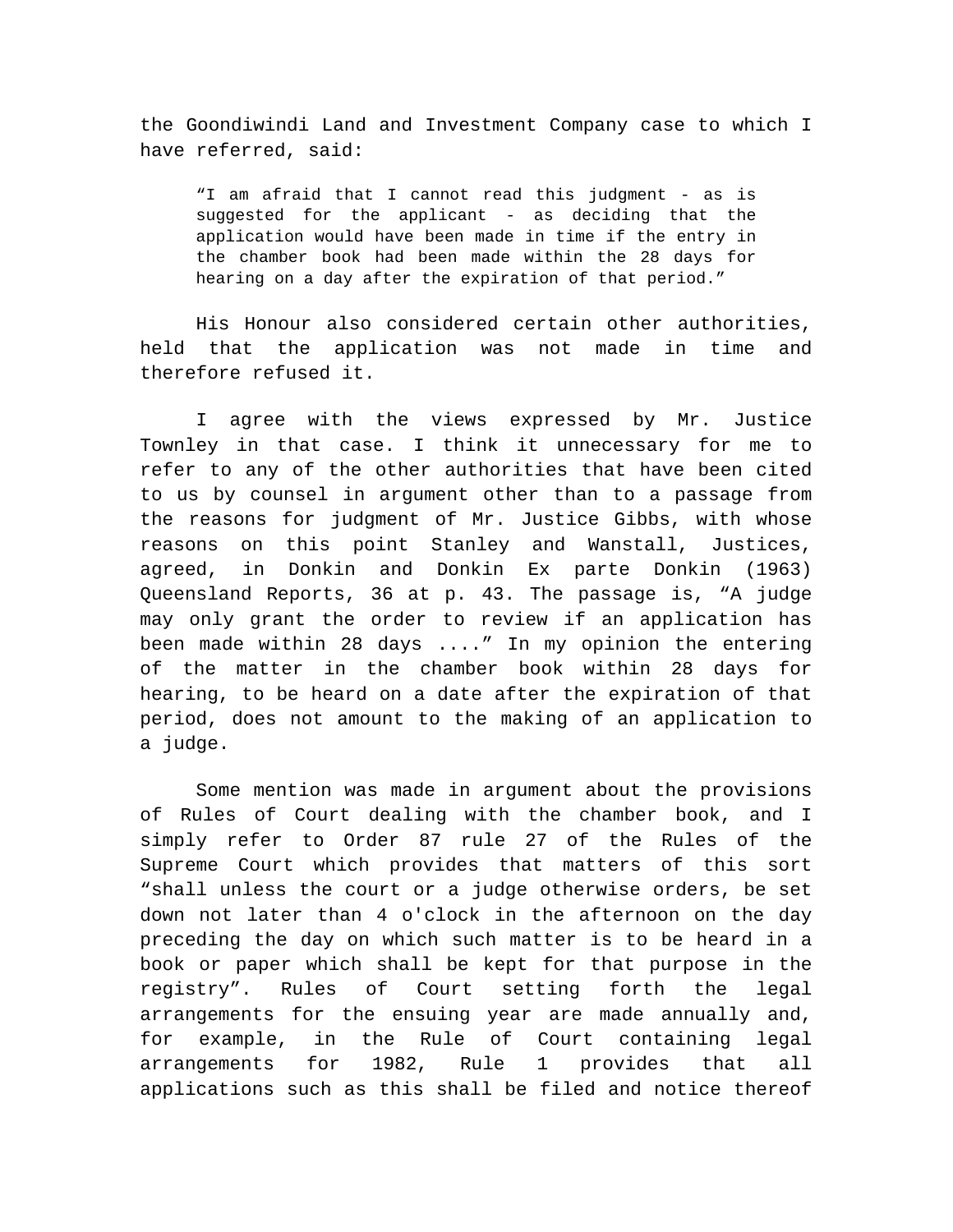the Goondiwindi Land and Investment Company case to which I have referred, said:

> "I am afraid that I cannot read this judgment - as is suggested for the applicant - as deciding that the application would have been made in time if the entry in the chamber book had been made within the 28 days for hearing on a day after the expiration of that period."

His Honour also considered certain other authorities, held that the application was not made in time and therefore refused it.

I agree with the views expressed by Mr. Justice Townley in that case. I think it unnecessary for me to refer to any of the other authorities that have been cited to us by counsel in argument other than to a passage from the reasons for judgment of Mr. Justice Gibbs, with whose reasons on this point Stanley and Wanstall, Justices, agreed, in Donkin and Donkin Ex parte Donkin (1963) Queensland Reports, 36 at p. 43. The passage is, "A judge may only grant the order to review if an application has been made within 28 days ...." In my opinion the entering of the matter in the chamber book within 28 days for hearing, to be heard on a date after the expiration of that period, does not amount to the making of an application to a judge.

Some mention was made in argument about the provisions of Rules of Court dealing with the chamber book, and I simply refer to Order 87 rule 27 of the Rules of the Supreme Court which provides that matters of this sort "shall unless the court or a judge otherwise orders, be set down not later than 4 o'clock in the afternoon on the day preceding the day on which such matter is to be heard in a book or paper which shall be kept for that purpose in the registry". Rules of Court setting forth the legal arrangements for the ensuing year are made annually and, for example, in the Rule of Court containing legal arrangements for 1982, Rule 1 provides that all applications such as this shall be filed and notice thereof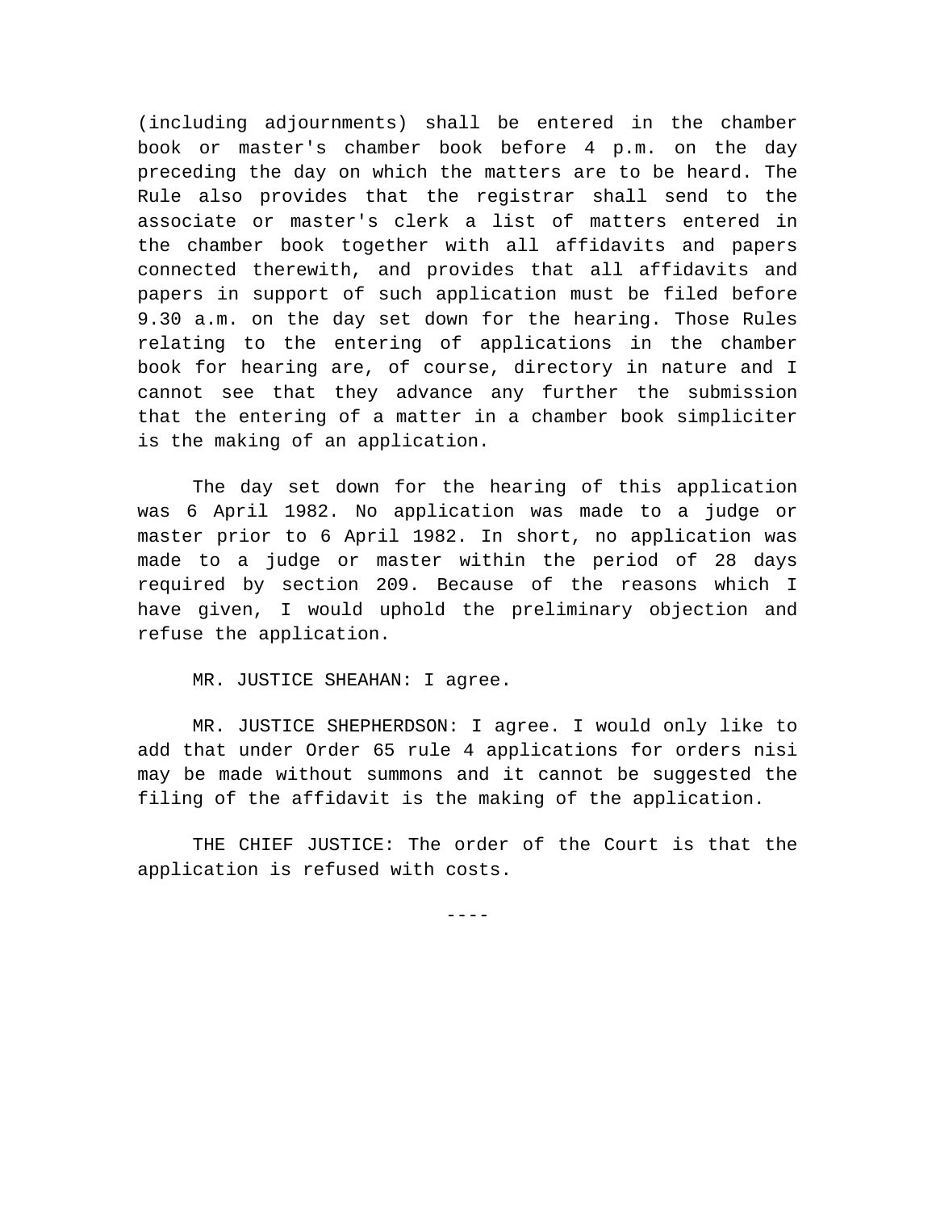(including adjournments) shall be entered in the chamber book or master's chamber book before 4 p.m. on the day preceding the day on which the matters are to be heard. The Rule also provides that the registrar shall send to the associate or master's clerk a list of matters entered in the chamber book together with all affidavits and papers connected therewith, and provides that all affidavits and papers in support of such application must be filed before 9.30 a.m. on the day set down for the hearing. Those Rules relating to the entering of applications in the chamber book for hearing are, of course, directory in nature and I cannot see that they advance any further the submission that the entering of a matter in a chamber book simpliciter is the making of an application.

The day set down for the hearing of this application was 6 April 1982. No application was made to a judge or master prior to 6 April 1982. In short, no application was made to a judge or master within the period of 28 days required by section 209. Because of the reasons which I have given, I would uphold the preliminary objection and refuse the application.

MR. JUSTICE SHEAHAN: I agree.

MR. JUSTICE SHEPHERDSON: I agree. I would only like to add that under Order 65 rule 4 applications for orders nisi may be made without summons and it cannot be suggested the filing of the affidavit is the making of the application.

THE CHIEF JUSTICE: The order of the Court is that the application is refused with costs.

----